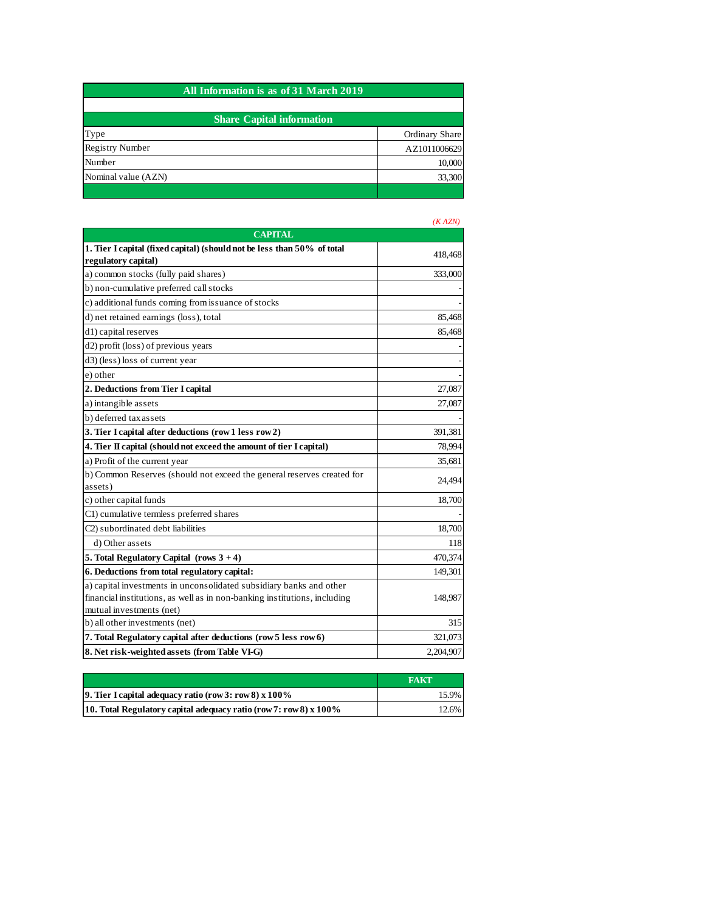| All Information is as of 31 March 2019 | |
|---|---|
| | |
| **Share Capital information** | |
| Type | Ordinary Share |
| Registry Number | AZ1011006629 |
| Number | 10,000 |
| Nominal value (AZN) | 33,300 |

*(K AZN)*

| CAPITAL | |
|---|---|
| **1. Tier I capital (fixed capital) (should not be less than 50% of total regulatory capital)** | 418,468 |
| a) common stocks (fully paid shares) | 333,000 |
| b) non-cumulative preferred call stocks | - |
| c) additional funds coming from issuance of stocks | - |
| d) net retained earnings (loss), total | 85,468 |
| d1) capital reserves | 85,468 |
| d2) profit (loss) of previous years | - |
| d3) (less) loss of current year | - |
| e) other | - |
| **2. Deductions from Tier I capital** | 27,087 |
| a) intangible assets | 27,087 |
| b) deferred tax assets | - |
| **3. Tier I capital after deductions (row 1 less row 2)** | 391,381 |
| **4. Tier II capital (should not exceed the amount of tier I capital)** | 78,994 |
| a) Profit of the current year | 35,681 |
| b) Common Reserves (should not exceed the general reserves created for assets) | 24,494 |
| c) other capital funds | 18,700 |
| C1) cumulative termless preferred shares | - |
| C2) subordinated debt liabilities | 18,700 |
| d) Other assets | 118 |
| **5. Total Regulatory Capital (rows 3 + 4)** | 470,374 |
| **6. Deductions from total regulatory capital:** | 149,301 |
| a) capital investments in unconsolidated subsidiary banks and other financial institutions, as well as in non-banking institutions, including mutual investments (net) | 148,987 |
| b) all other investments (net) | 315 |
| **7. Total Regulatory capital after deductions (row 5 less row 6)** | 321,073 |
| **8. Net risk-weighted assets (from Table VI-G)** | 2,204,907 |

| | **FAKT** |
|---|---|
| **9. Tier I capital adequacy ratio (row 3: row 8) x 100%** | 15.9% |
| **10. Total Regulatory capital adequacy ratio (row 7: row 8) x 100%** | 12.6% |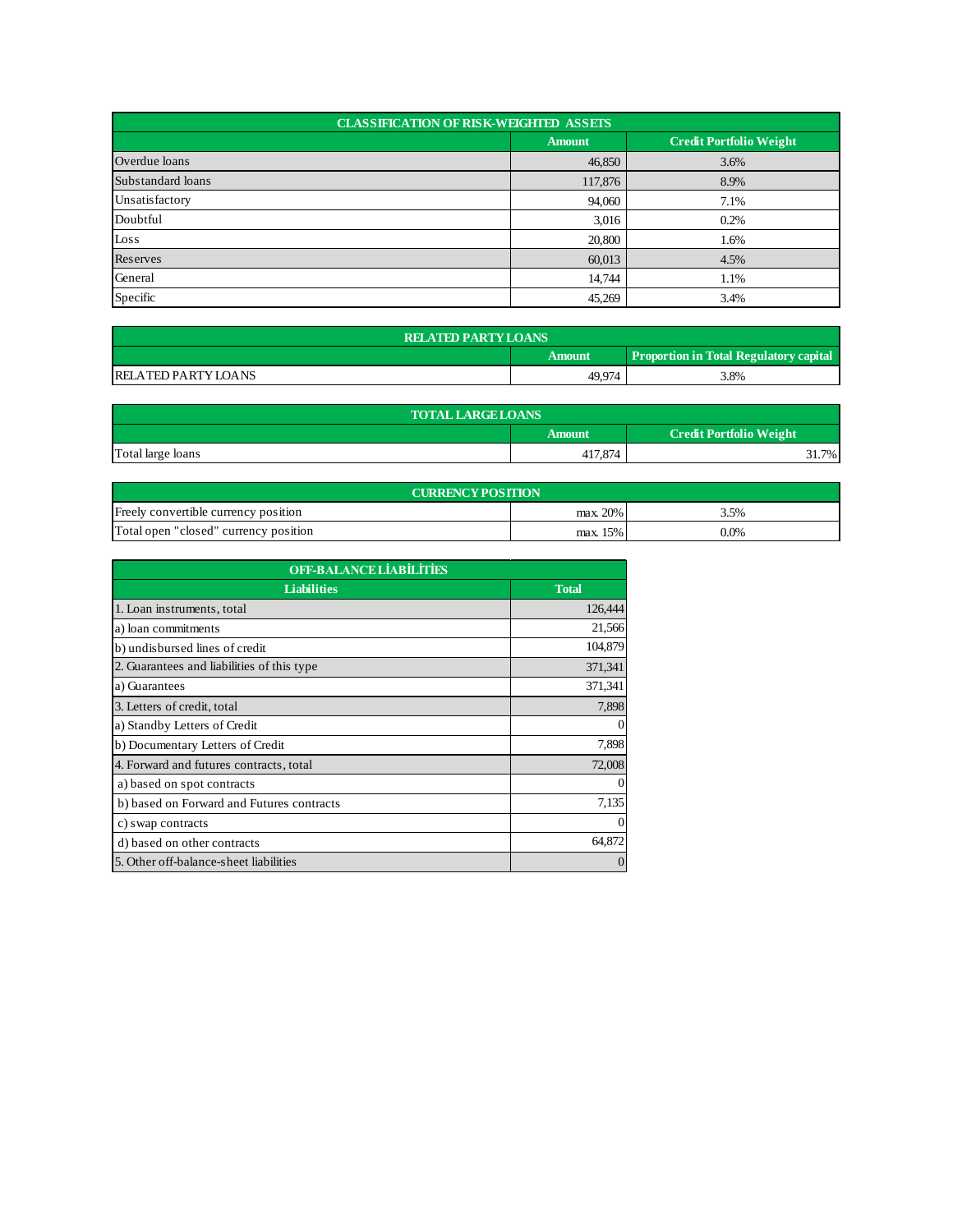| CLASSIFICATION OF RISK-WEIGHTED ASSETS | | |
|---|---|---|
| | **Amount** | **Credit Portfolio Weight** |
| Overdue loans | 46,850 | 3.6% |
| Substandard loans | 117,876 | 8.9% |
| Unsatisfactory | 94,060 | 7.1% |
| Doubtful | 3,016 | 0.2% |
| Loss | 20,800 | 1.6% |
| Reserves | 60,013 | 4.5% |
| General | 14,744 | 1.1% |
| Specific | 45,269 | 3.4% |

| RELATED PARTY LOANS | | |
|---|---|---|
| | **Amount** | **Proportion in Total Regulatory capital** |
| RELATED PARTY LOANS | 49,974 | 3.8% |

| TOTAL LARGE LOANS | | |
|---|---|---|
| | **Amount** | **Credit Portfolio Weight** |
| Total large loans | 417,874 | 31.7% |

| CURRENCY POSITION | | |
|---|---|---|
| Freely convertible currency position | max. 20% | 3.5% |
| Total open "closed" currency position | max. 15% | 0.0% |

| OFF-BALANCE LİABİLİTİES | |
|---|---|
| **Liabilities** | **Total** |
| 1. Loan instruments, total | 126,444 |
| a) loan commitments | 21,566 |
| b) undisbursed lines of credit | 104,879 |
| 2. Guarantees and liabilities of this type | 371,341 |
| a) Guarantees | 371,341 |
| 3. Letters of credit, total | 7,898 |
| a) Standby Letters of Credit | 0 |
| b) Documentary Letters of Credit | 7,898 |
| 4. Forward and futures contracts, total | 72,008 |
| a) based on spot contracts | 0 |
| b) based on Forward and Futures contracts | 7,135 |
| c) swap contracts | 0 |
| d) based on other contracts | 64,872 |
| 5. Other off-balance-sheet liabilities | 0 |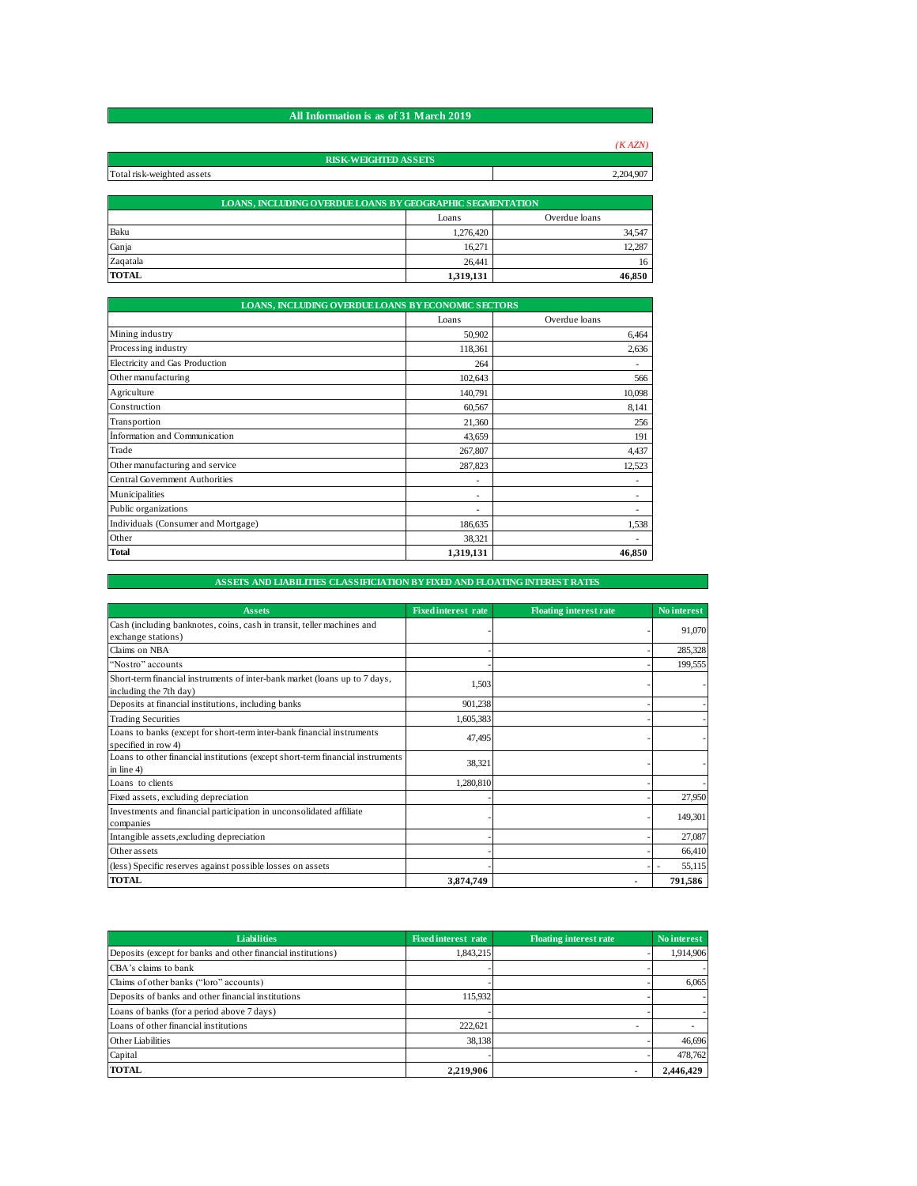## All Information is as of 31 March 2019

*(K AZN)*

| RISK-WEIGHTED ASSETS | |
|---|---|
| Total risk-weighted assets | 2,204,907 |

**LOANS, INCLUDING OVERDUE LOANS BY GEOGRAPHIC SEGMENTATION**

| | Loans | Overdue loans |
|---|---|---|
| Baku | 1,276,420 | 34,547 |
| Ganja | 16,271 | 12,287 |
| Zaqatala | 26,441 | 16 |
| **TOTAL** | **1,319,131** | **46,850** |

**LOANS, INCLUDING OVERDUE LOANS BY ECONOMIC SECTORS**

| | Loans | Overdue loans |
|---|---|---|
| Mining industry | 50,902 | 6,464 |
| Processing industry | 118,361 | 2,636 |
| Electricity and Gas Production | 264 | - |
| Other manufacturing | 102,643 | 566 |
| Agriculture | 140,791 | 10,098 |
| Construction | 60,567 | 8,141 |
| Transportion | 21,360 | 256 |
| Information and Communication | 43,659 | 191 |
| Trade | 267,807 | 4,437 |
| Other manufacturing and service | 287,823 | 12,523 |
| Central Government Authorities | - | - |
| Municipalities | - | - |
| Public organizations | - | - |
| Individuals (Consumer and Mortgage) | 186,635 | 1,538 |
| Other | 38,321 | - |
| **Total** | **1,319,131** | **46,850** |

**ASSETS AND LIABILITIES CLASSIFICIATION BY FIXED AND FLOATING INTEREST RATES**

| Assets | Fixed interest rate | Floating interest rate | No interest |
|---|---|---|---|
| Cash (including banknotes, coins, cash in transit, teller machines and exchange stations) | - | - | 91,070 |
| Claims on NBA | - | - | 285,328 |
| "Nostro" accounts | - | - | 199,555 |
| Short-term financial instruments of inter-bank market (loans up to 7 days, including the 7th day) | 1,503 | - | - |
| Deposits at financial institutions, including banks | 901,238 | - | - |
| Trading Securities | 1,605,383 | - | - |
| Loans to banks (except for short-term inter-bank financial instruments specified in row 4) | 47,495 | - | - |
| Loans to other financial institutions (except short-term financial instruments in line 4) | 38,321 | - | - |
| Loans to clients | 1,280,810 | - | - |
| Fixed assets, excluding depreciation | - | - | 27,950 |
| Investments and financial participation in unconsolidated affiliate companies | - | - | 149,301 |
| Intangible assets,excluding depreciation | - | - | 27,087 |
| Other assets | - | - | 66,410 |
| (less) Specific reserves against possible losses on assets | - | - | - 55,115 |
| **TOTAL** | **3,874,749** | **-** | **791,586** |

| Liabilities | Fixed interest rate | Floating interest rate | No interest |
|---|---|---|---|
| Deposits (except for banks and other financial institutions) | 1,843,215 | - | 1,914,906 |
| CBA's claims to bank | - | - | - |
| Claims of other banks ("loro" accounts) | - | - | 6,065 |
| Deposits of banks and other financial institutions | 115,932 | - | - |
| Loans of banks (for a period above 7 days) | - | - | - |
| Loans of other financial institutions | 222,621 | - | - |
| Other Liabilities | 38,138 | - | 46,696 |
| Capital | - | - | 478,762 |
| **TOTAL** | **2,219,906** | **-** | **2,446,429** |